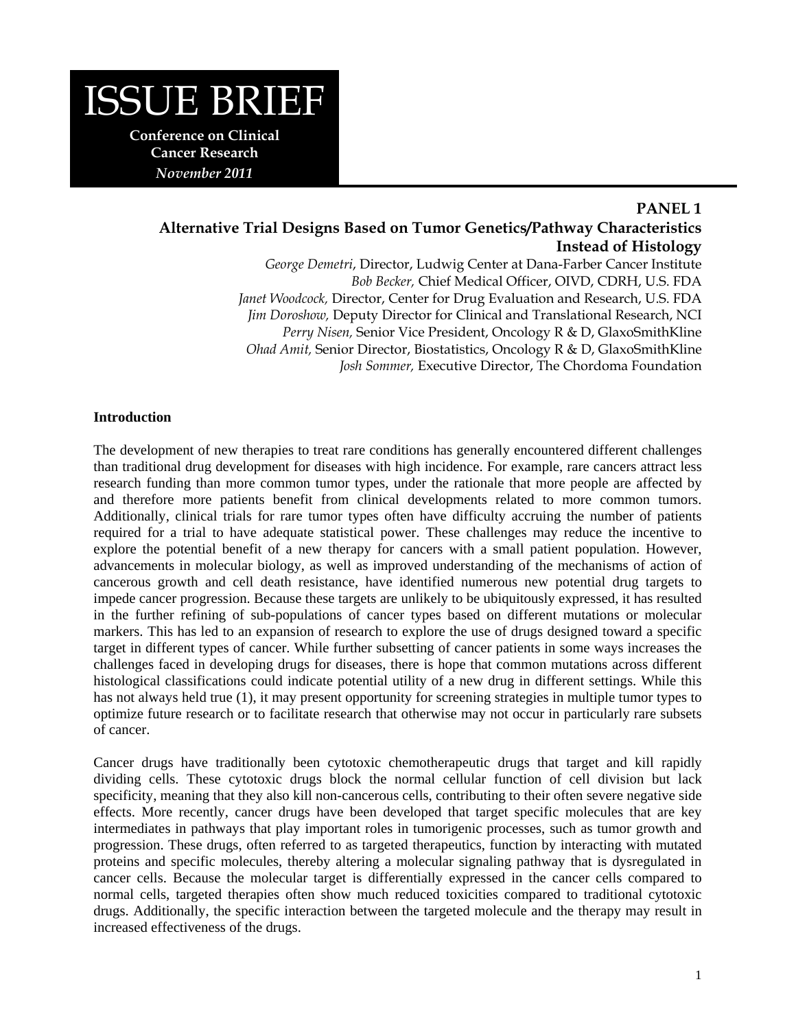# ISSUE BRIEF

**Conference on Clinical Cancer Research**
*November 2011*

## PANEL 1
## Alternative Trial Designs Based on Tumor Genetics/Pathway Characteristics Instead of Histology

*George Demetri*, Director, Ludwig Center at Dana-Farber Cancer Institute
*Bob Becker,* Chief Medical Officer, OIVD, CDRH, U.S. FDA
*Janet Woodcock,* Director, Center for Drug Evaluation and Research, U.S. FDA
*Jim Doroshow,* Deputy Director for Clinical and Translational Research, NCI
*Perry Nisen,* Senior Vice President, Oncology R & D, GlaxoSmithKline
*Ohad Amit,* Senior Director, Biostatistics, Oncology R & D, GlaxoSmithKline
*Josh Sommer,* Executive Director, The Chordoma Foundation

### Introduction

The development of new therapies to treat rare conditions has generally encountered different challenges than traditional drug development for diseases with high incidence. For example, rare cancers attract less research funding than more common tumor types, under the rationale that more people are affected by and therefore more patients benefit from clinical developments related to more common tumors. Additionally, clinical trials for rare tumor types often have difficulty accruing the number of patients required for a trial to have adequate statistical power. These challenges may reduce the incentive to explore the potential benefit of a new therapy for cancers with a small patient population. However, advancements in molecular biology, as well as improved understanding of the mechanisms of action of cancerous growth and cell death resistance, have identified numerous new potential drug targets to impede cancer progression. Because these targets are unlikely to be ubiquitously expressed, it has resulted in the further refining of sub-populations of cancer types based on different mutations or molecular markers. This has led to an expansion of research to explore the use of drugs designed toward a specific target in different types of cancer. While further subsetting of cancer patients in some ways increases the challenges faced in developing drugs for diseases, there is hope that common mutations across different histological classifications could indicate potential utility of a new drug in different settings. While this has not always held true (1), it may present opportunity for screening strategies in multiple tumor types to optimize future research or to facilitate research that otherwise may not occur in particularly rare subsets of cancer.

Cancer drugs have traditionally been cytotoxic chemotherapeutic drugs that target and kill rapidly dividing cells. These cytotoxic drugs block the normal cellular function of cell division but lack specificity, meaning that they also kill non-cancerous cells, contributing to their often severe negative side effects. More recently, cancer drugs have been developed that target specific molecules that are key intermediates in pathways that play important roles in tumorigenic processes, such as tumor growth and progression. These drugs, often referred to as targeted therapeutics, function by interacting with mutated proteins and specific molecules, thereby altering a molecular signaling pathway that is dysregulated in cancer cells. Because the molecular target is differentially expressed in the cancer cells compared to normal cells, targeted therapies often show much reduced toxicities compared to traditional cytotoxic drugs. Additionally, the specific interaction between the targeted molecule and the therapy may result in increased effectiveness of the drugs.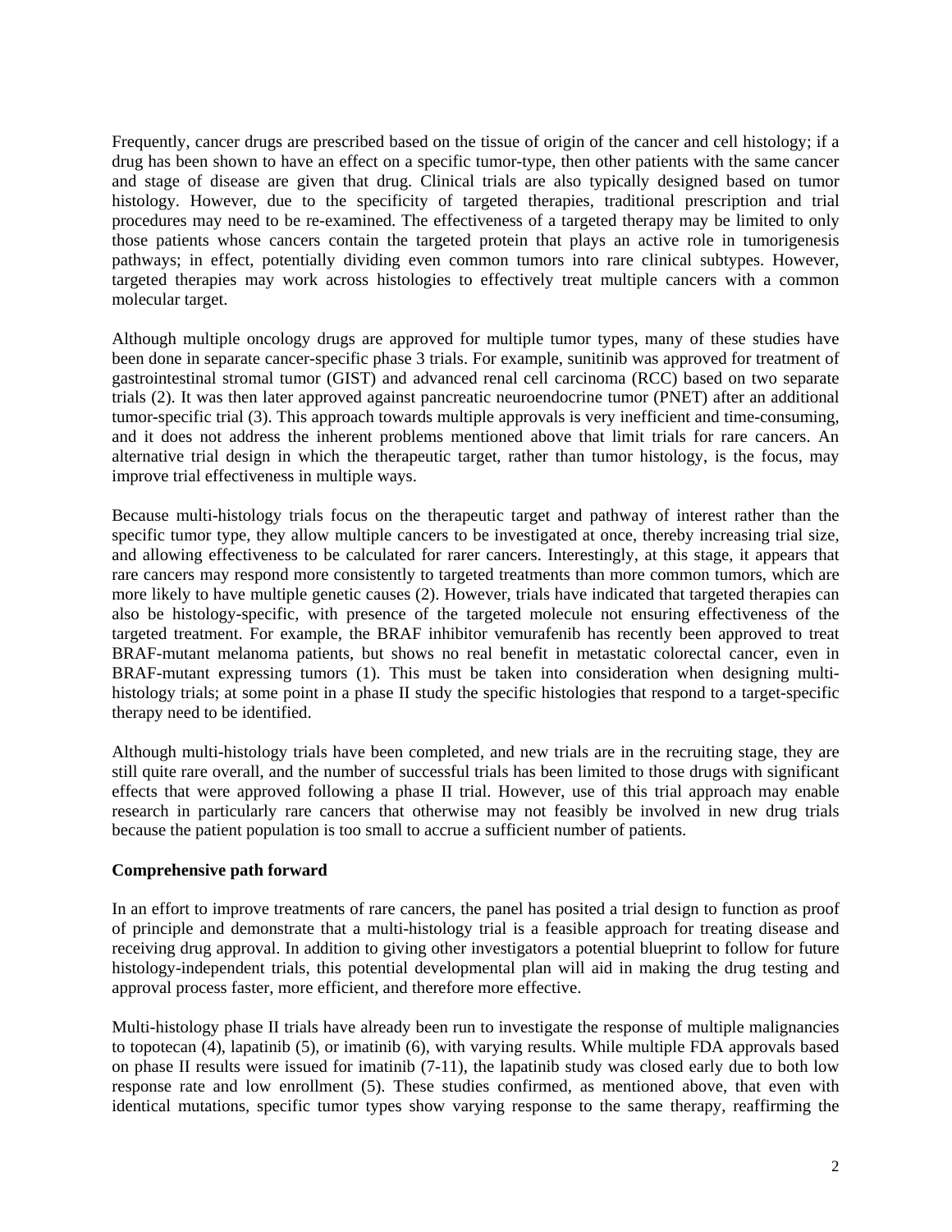Frequently, cancer drugs are prescribed based on the tissue of origin of the cancer and cell histology; if a drug has been shown to have an effect on a specific tumor-type, then other patients with the same cancer and stage of disease are given that drug. Clinical trials are also typically designed based on tumor histology. However, due to the specificity of targeted therapies, traditional prescription and trial procedures may need to be re-examined. The effectiveness of a targeted therapy may be limited to only those patients whose cancers contain the targeted protein that plays an active role in tumorigenesis pathways; in effect, potentially dividing even common tumors into rare clinical subtypes. However, targeted therapies may work across histologies to effectively treat multiple cancers with a common molecular target.

Although multiple oncology drugs are approved for multiple tumor types, many of these studies have been done in separate cancer-specific phase 3 trials. For example, sunitinib was approved for treatment of gastrointestinal stromal tumor (GIST) and advanced renal cell carcinoma (RCC) based on two separate trials (2). It was then later approved against pancreatic neuroendocrine tumor (PNET) after an additional tumor-specific trial (3). This approach towards multiple approvals is very inefficient and time-consuming, and it does not address the inherent problems mentioned above that limit trials for rare cancers. An alternative trial design in which the therapeutic target, rather than tumor histology, is the focus, may improve trial effectiveness in multiple ways.

Because multi-histology trials focus on the therapeutic target and pathway of interest rather than the specific tumor type, they allow multiple cancers to be investigated at once, thereby increasing trial size, and allowing effectiveness to be calculated for rarer cancers. Interestingly, at this stage, it appears that rare cancers may respond more consistently to targeted treatments than more common tumors, which are more likely to have multiple genetic causes (2). However, trials have indicated that targeted therapies can also be histology-specific, with presence of the targeted molecule not ensuring effectiveness of the targeted treatment. For example, the BRAF inhibitor vemurafenib has recently been approved to treat BRAF-mutant melanoma patients, but shows no real benefit in metastatic colorectal cancer, even in BRAF-mutant expressing tumors (1). This must be taken into consideration when designing multi-histology trials; at some point in a phase II study the specific histologies that respond to a target-specific therapy need to be identified.

Although multi-histology trials have been completed, and new trials are in the recruiting stage, they are still quite rare overall, and the number of successful trials has been limited to those drugs with significant effects that were approved following a phase II trial. However, use of this trial approach may enable research in particularly rare cancers that otherwise may not feasibly be involved in new drug trials because the patient population is too small to accrue a sufficient number of patients.

**Comprehensive path forward**

In an effort to improve treatments of rare cancers, the panel has posited a trial design to function as proof of principle and demonstrate that a multi-histology trial is a feasible approach for treating disease and receiving drug approval. In addition to giving other investigators a potential blueprint to follow for future histology-independent trials, this potential developmental plan will aid in making the drug testing and approval process faster, more efficient, and therefore more effective.

Multi-histology phase II trials have already been run to investigate the response of multiple malignancies to topotecan (4), lapatinib (5), or imatinib (6), with varying results. While multiple FDA approvals based on phase II results were issued for imatinib (7-11), the lapatinib study was closed early due to both low response rate and low enrollment (5). These studies confirmed, as mentioned above, that even with identical mutations, specific tumor types show varying response to the same therapy, reaffirming the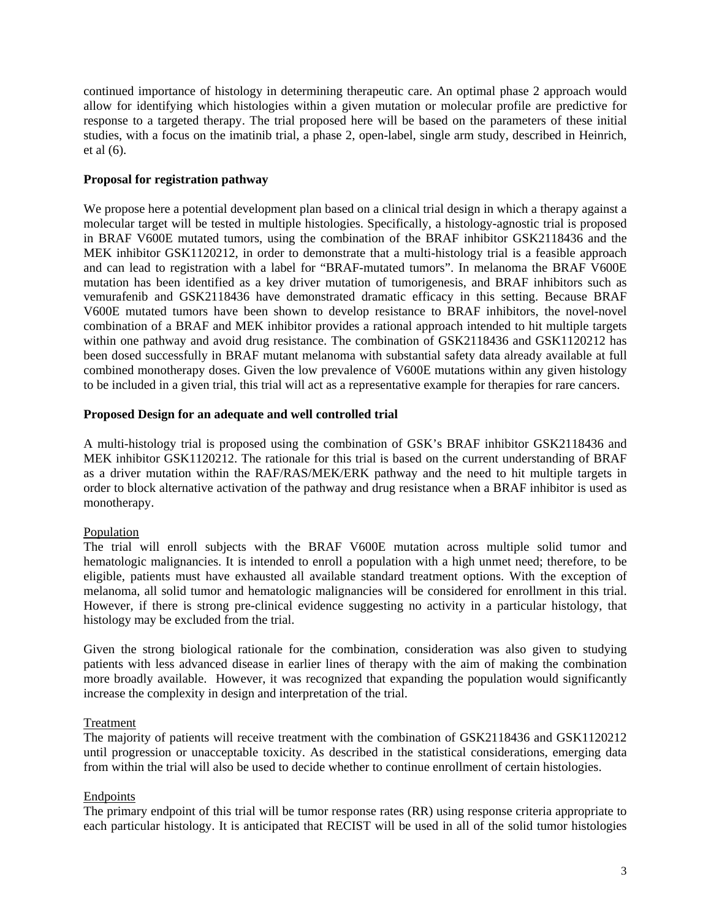continued importance of histology in determining therapeutic care. An optimal phase 2 approach would allow for identifying which histologies within a given mutation or molecular profile are predictive for response to a targeted therapy. The trial proposed here will be based on the parameters of these initial studies, with a focus on the imatinib trial, a phase 2, open-label, single arm study, described in Heinrich, et al (6).

**Proposal for registration pathway**

We propose here a potential development plan based on a clinical trial design in which a therapy against a molecular target will be tested in multiple histologies. Specifically, a histology-agnostic trial is proposed in BRAF V600E mutated tumors, using the combination of the BRAF inhibitor GSK2118436 and the MEK inhibitor GSK1120212, in order to demonstrate that a multi-histology trial is a feasible approach and can lead to registration with a label for "BRAF-mutated tumors". In melanoma the BRAF V600E mutation has been identified as a key driver mutation of tumorigenesis, and BRAF inhibitors such as vemurafenib and GSK2118436 have demonstrated dramatic efficacy in this setting. Because BRAF V600E mutated tumors have been shown to develop resistance to BRAF inhibitors, the novel-novel combination of a BRAF and MEK inhibitor provides a rational approach intended to hit multiple targets within one pathway and avoid drug resistance. The combination of GSK2118436 and GSK1120212 has been dosed successfully in BRAF mutant melanoma with substantial safety data already available at full combined monotherapy doses. Given the low prevalence of V600E mutations within any given histology to be included in a given trial, this trial will act as a representative example for therapies for rare cancers.

**Proposed Design for an adequate and well controlled trial**

A multi-histology trial is proposed using the combination of GSK's BRAF inhibitor GSK2118436 and MEK inhibitor GSK1120212. The rationale for this trial is based on the current understanding of BRAF as a driver mutation within the RAF/RAS/MEK/ERK pathway and the need to hit multiple targets in order to block alternative activation of the pathway and drug resistance when a BRAF inhibitor is used as monotherapy.

Population

The trial will enroll subjects with the BRAF V600E mutation across multiple solid tumor and hematologic malignancies. It is intended to enroll a population with a high unmet need; therefore, to be eligible, patients must have exhausted all available standard treatment options. With the exception of melanoma, all solid tumor and hematologic malignancies will be considered for enrollment in this trial. However, if there is strong pre-clinical evidence suggesting no activity in a particular histology, that histology may be excluded from the trial.

Given the strong biological rationale for the combination, consideration was also given to studying patients with less advanced disease in earlier lines of therapy with the aim of making the combination more broadly available. However, it was recognized that expanding the population would significantly increase the complexity in design and interpretation of the trial.

Treatment

The majority of patients will receive treatment with the combination of GSK2118436 and GSK1120212 until progression or unacceptable toxicity. As described in the statistical considerations, emerging data from within the trial will also be used to decide whether to continue enrollment of certain histologies.

Endpoints

The primary endpoint of this trial will be tumor response rates (RR) using response criteria appropriate to each particular histology. It is anticipated that RECIST will be used in all of the solid tumor histologies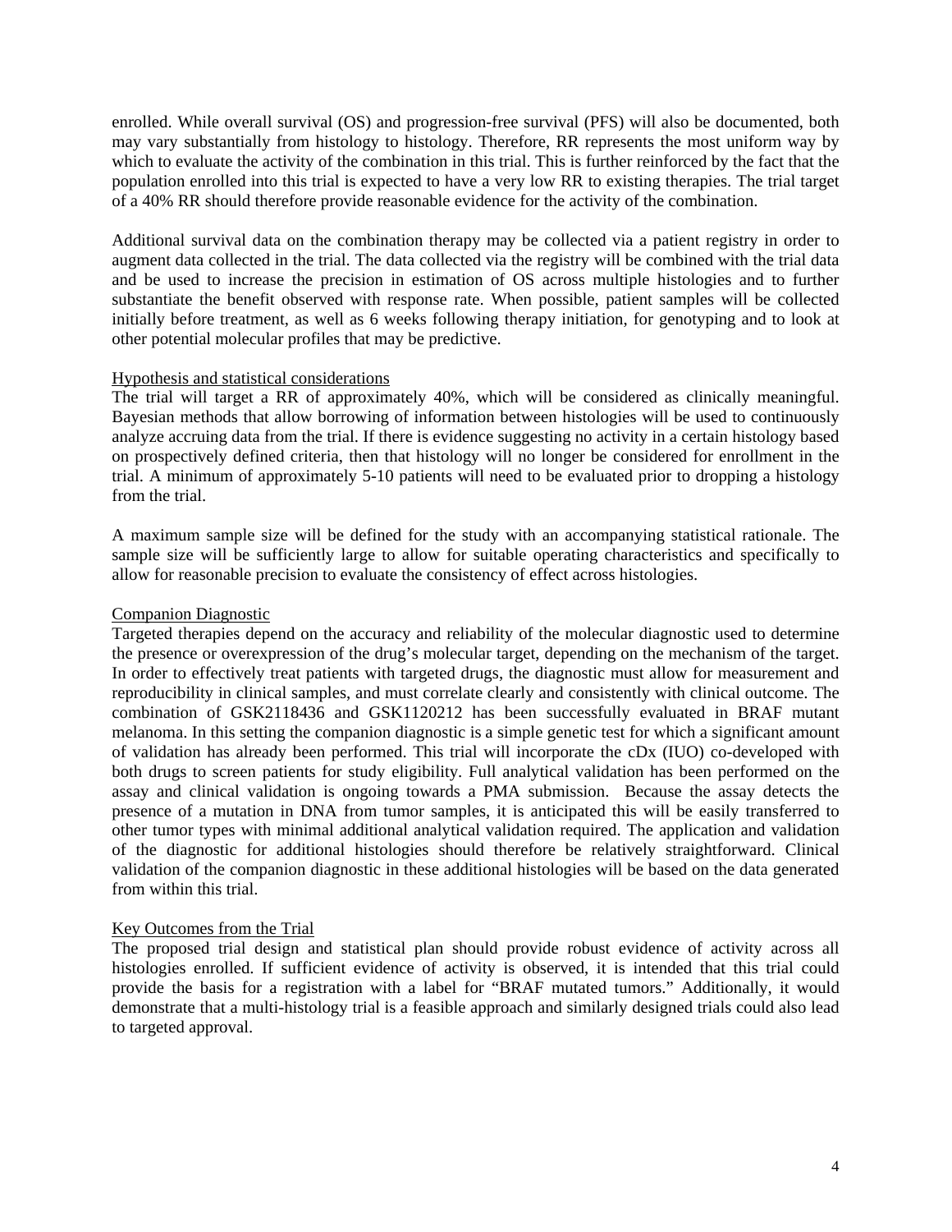enrolled. While overall survival (OS) and progression-free survival (PFS) will also be documented, both may vary substantially from histology to histology. Therefore, RR represents the most uniform way by which to evaluate the activity of the combination in this trial. This is further reinforced by the fact that the population enrolled into this trial is expected to have a very low RR to existing therapies. The trial target of a 40% RR should therefore provide reasonable evidence for the activity of the combination.

Additional survival data on the combination therapy may be collected via a patient registry in order to augment data collected in the trial. The data collected via the registry will be combined with the trial data and be used to increase the precision in estimation of OS across multiple histologies and to further substantiate the benefit observed with response rate. When possible, patient samples will be collected initially before treatment, as well as 6 weeks following therapy initiation, for genotyping and to look at other potential molecular profiles that may be predictive.

Hypothesis and statistical considerations

The trial will target a RR of approximately 40%, which will be considered as clinically meaningful. Bayesian methods that allow borrowing of information between histologies will be used to continuously analyze accruing data from the trial. If there is evidence suggesting no activity in a certain histology based on prospectively defined criteria, then that histology will no longer be considered for enrollment in the trial. A minimum of approximately 5-10 patients will need to be evaluated prior to dropping a histology from the trial.

A maximum sample size will be defined for the study with an accompanying statistical rationale. The sample size will be sufficiently large to allow for suitable operating characteristics and specifically to allow for reasonable precision to evaluate the consistency of effect across histologies.

Companion Diagnostic

Targeted therapies depend on the accuracy and reliability of the molecular diagnostic used to determine the presence or overexpression of the drug's molecular target, depending on the mechanism of the target. In order to effectively treat patients with targeted drugs, the diagnostic must allow for measurement and reproducibility in clinical samples, and must correlate clearly and consistently with clinical outcome. The combination of GSK2118436 and GSK1120212 has been successfully evaluated in BRAF mutant melanoma. In this setting the companion diagnostic is a simple genetic test for which a significant amount of validation has already been performed. This trial will incorporate the cDx (IUO) co-developed with both drugs to screen patients for study eligibility. Full analytical validation has been performed on the assay and clinical validation is ongoing towards a PMA submission. Because the assay detects the presence of a mutation in DNA from tumor samples, it is anticipated this will be easily transferred to other tumor types with minimal additional analytical validation required. The application and validation of the diagnostic for additional histologies should therefore be relatively straightforward. Clinical validation of the companion diagnostic in these additional histologies will be based on the data generated from within this trial.

Key Outcomes from the Trial

The proposed trial design and statistical plan should provide robust evidence of activity across all histologies enrolled. If sufficient evidence of activity is observed, it is intended that this trial could provide the basis for a registration with a label for "BRAF mutated tumors." Additionally, it would demonstrate that a multi-histology trial is a feasible approach and similarly designed trials could also lead to targeted approval.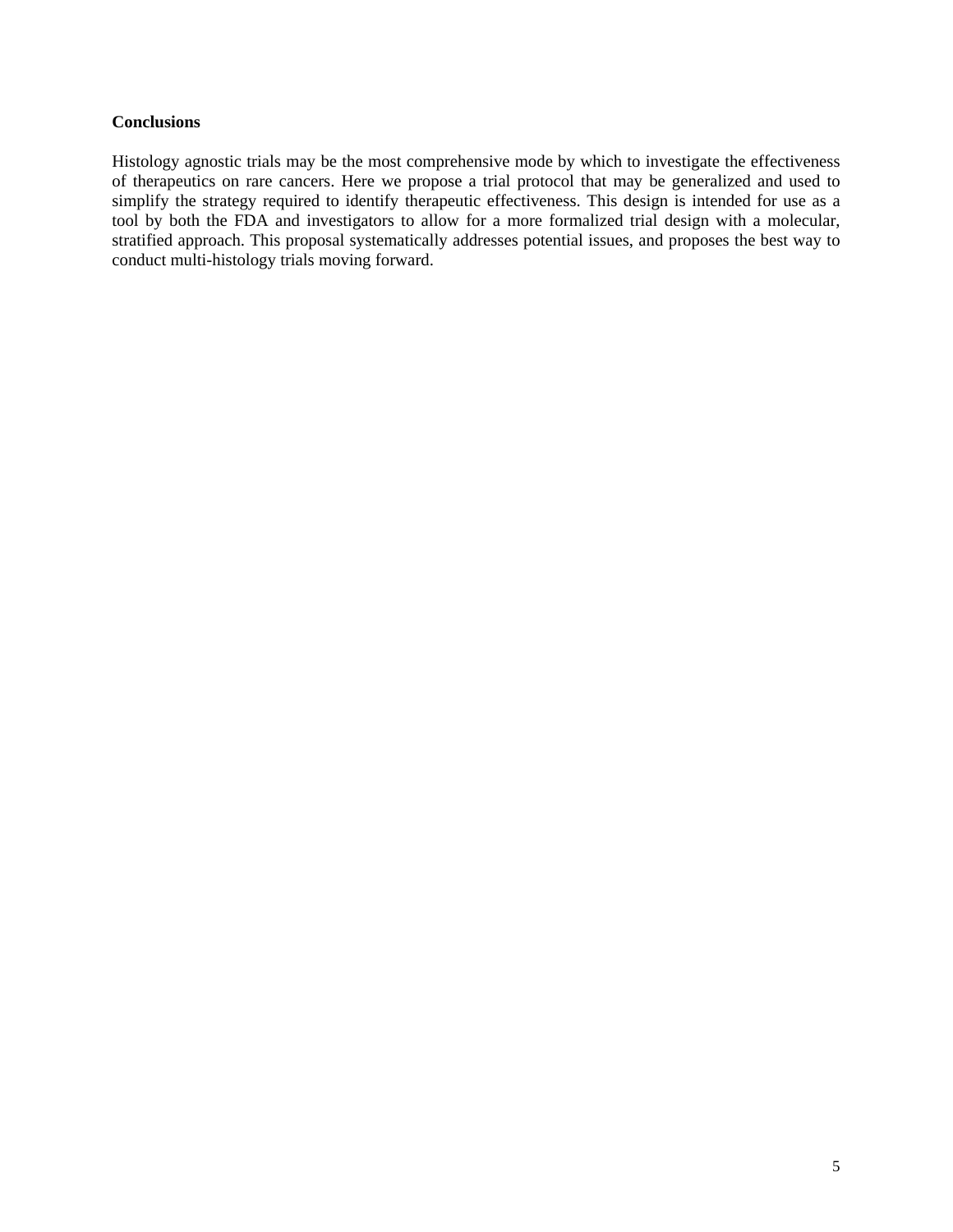**Conclusions**

Histology agnostic trials may be the most comprehensive mode by which to investigate the effectiveness of therapeutics on rare cancers. Here we propose a trial protocol that may be generalized and used to simplify the strategy required to identify therapeutic effectiveness. This design is intended for use as a tool by both the FDA and investigators to allow for a more formalized trial design with a molecular, stratified approach. This proposal systematically addresses potential issues, and proposes the best way to conduct multi-histology trials moving forward.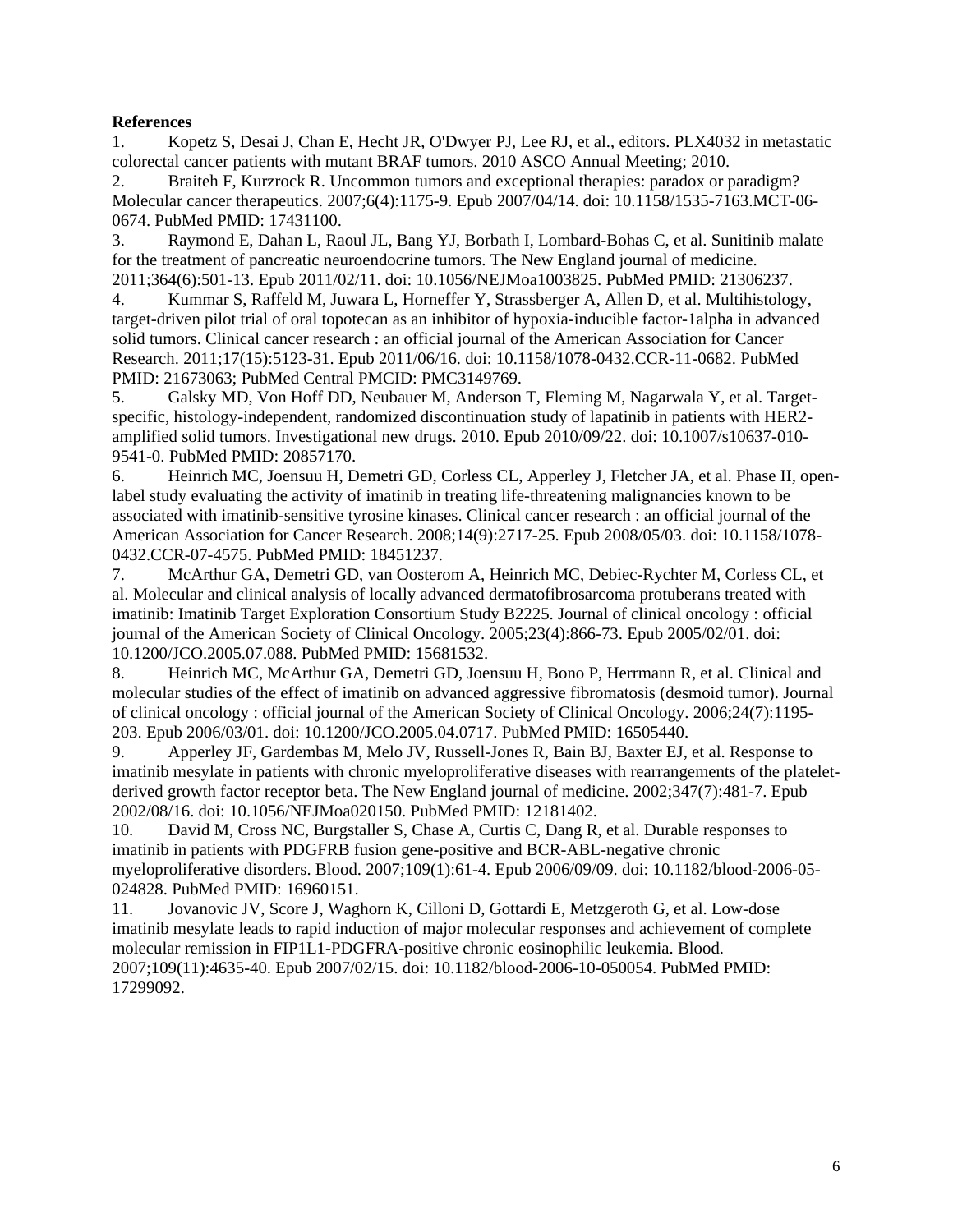**References**

1. Kopetz S, Desai J, Chan E, Hecht JR, O'Dwyer PJ, Lee RJ, et al., editors. PLX4032 in metastatic colorectal cancer patients with mutant BRAF tumors. 2010 ASCO Annual Meeting; 2010.
2. Braiteh F, Kurzrock R. Uncommon tumors and exceptional therapies: paradox or paradigm? Molecular cancer therapeutics. 2007;6(4):1175-9. Epub 2007/04/14. doi: 10.1158/1535-7163.MCT-06-0674. PubMed PMID: 17431100.
3. Raymond E, Dahan L, Raoul JL, Bang YJ, Borbath I, Lombard-Bohas C, et al. Sunitinib malate for the treatment of pancreatic neuroendocrine tumors. The New England journal of medicine. 2011;364(6):501-13. Epub 2011/02/11. doi: 10.1056/NEJMoa1003825. PubMed PMID: 21306237.
4. Kummar S, Raffeld M, Juwara L, Horneffer Y, Strassberger A, Allen D, et al. Multihistology, target-driven pilot trial of oral topotecan as an inhibitor of hypoxia-inducible factor-1alpha in advanced solid tumors. Clinical cancer research : an official journal of the American Association for Cancer Research. 2011;17(15):5123-31. Epub 2011/06/16. doi: 10.1158/1078-0432.CCR-11-0682. PubMed PMID: 21673063; PubMed Central PMCID: PMC3149769.
5. Galsky MD, Von Hoff DD, Neubauer M, Anderson T, Fleming M, Nagarwala Y, et al. Target-specific, histology-independent, randomized discontinuation study of lapatinib in patients with HER2-amplified solid tumors. Investigational new drugs. 2010. Epub 2010/09/22. doi: 10.1007/s10637-010-9541-0. PubMed PMID: 20857170.
6. Heinrich MC, Joensuu H, Demetri GD, Corless CL, Apperley J, Fletcher JA, et al. Phase II, open-label study evaluating the activity of imatinib in treating life-threatening malignancies known to be associated with imatinib-sensitive tyrosine kinases. Clinical cancer research : an official journal of the American Association for Cancer Research. 2008;14(9):2717-25. Epub 2008/05/03. doi: 10.1158/1078-0432.CCR-07-4575. PubMed PMID: 18451237.
7. McArthur GA, Demetri GD, van Oosterom A, Heinrich MC, Debiec-Rychter M, Corless CL, et al. Molecular and clinical analysis of locally advanced dermatofibrosarcoma protuberans treated with imatinib: Imatinib Target Exploration Consortium Study B2225. Journal of clinical oncology : official journal of the American Society of Clinical Oncology. 2005;23(4):866-73. Epub 2005/02/01. doi: 10.1200/JCO.2005.07.088. PubMed PMID: 15681532.
8. Heinrich MC, McArthur GA, Demetri GD, Joensuu H, Bono P, Herrmann R, et al. Clinical and molecular studies of the effect of imatinib on advanced aggressive fibromatosis (desmoid tumor). Journal of clinical oncology : official journal of the American Society of Clinical Oncology. 2006;24(7):1195-203. Epub 2006/03/01. doi: 10.1200/JCO.2005.04.0717. PubMed PMID: 16505440.
9. Apperley JF, Gardembas M, Melo JV, Russell-Jones R, Bain BJ, Baxter EJ, et al. Response to imatinib mesylate in patients with chronic myeloproliferative diseases with rearrangements of the platelet-derived growth factor receptor beta. The New England journal of medicine. 2002;347(7):481-7. Epub 2002/08/16. doi: 10.1056/NEJMoa020150. PubMed PMID: 12181402.
10. David M, Cross NC, Burgstaller S, Chase A, Curtis C, Dang R, et al. Durable responses to imatinib in patients with PDGFRB fusion gene-positive and BCR-ABL-negative chronic myeloproliferative disorders. Blood. 2007;109(1):61-4. Epub 2006/09/09. doi: 10.1182/blood-2006-05-024828. PubMed PMID: 16960151.
11. Jovanovic JV, Score J, Waghorn K, Cilloni D, Gottardi E, Metzgeroth G, et al. Low-dose imatinib mesylate leads to rapid induction of major molecular responses and achievement of complete molecular remission in FIP1L1-PDGFRA-positive chronic eosinophilic leukemia. Blood. 2007;109(11):4635-40. Epub 2007/02/15. doi: 10.1182/blood-2006-10-050054. PubMed PMID: 17299092.